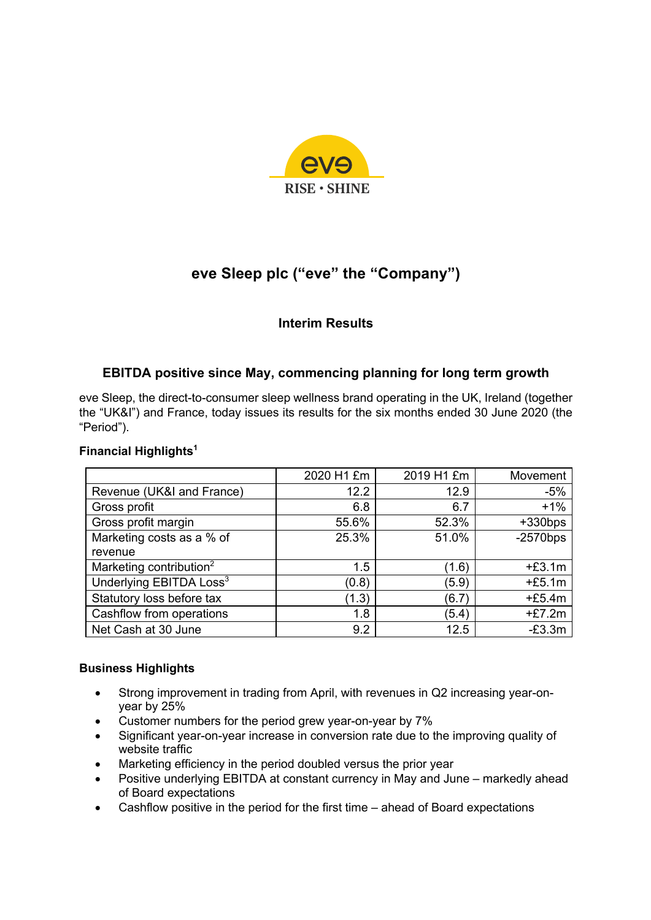eve

RISE · SHINE

# eve Sleep plc ("eve" the "Company")

## Interim Results

### EBITDA positive since May, commencing planning for long term growth

eve Sleep, the direct-to-consumer sleep wellness brand operating in the UK, Ireland (together the "UK&I") and France, today issues its results for the six months ended 30 June 2020 (the "Period").

**Financial Highlights[1]**

| | 2020 H1 £m | 2019 H1 £m | Movement |
|---|---|---|---|
| Revenue (UK&I and France) | 12.2 | 12.9 | -5% |
| Gross profit | 6.8 | 6.7 | +1% |
| Gross profit margin | 55.6% | 52.3% | +330bps |
| Marketing costs as a % of revenue | 25.3% | 51.0% | -2570bps |
| Marketing contribution[2] | 1.5 | (1.6) | +£3.1m |
| Underlying EBITDA Loss[3] | (0.8) | (5.9) | +£5.1m |
| Statutory loss before tax | (1.3) | (6.7) | +£5.4m |
| Cashflow from operations | 1.8 | (5.4) | +£7.2m |
| Net Cash at 30 June | 9.2 | 12.5 | -£3.3m |

**Business Highlights**

- Strong improvement in trading from April, with revenues in Q2 increasing year-on-year by 25%
- Customer numbers for the period grew year-on-year by 7%
- Significant year-on-year increase in conversion rate due to the improving quality of website traffic
- Marketing efficiency in the period doubled versus the prior year
- Positive underlying EBITDA at constant currency in May and June – markedly ahead of Board expectations
- Cashflow positive in the period for the first time – ahead of Board expectations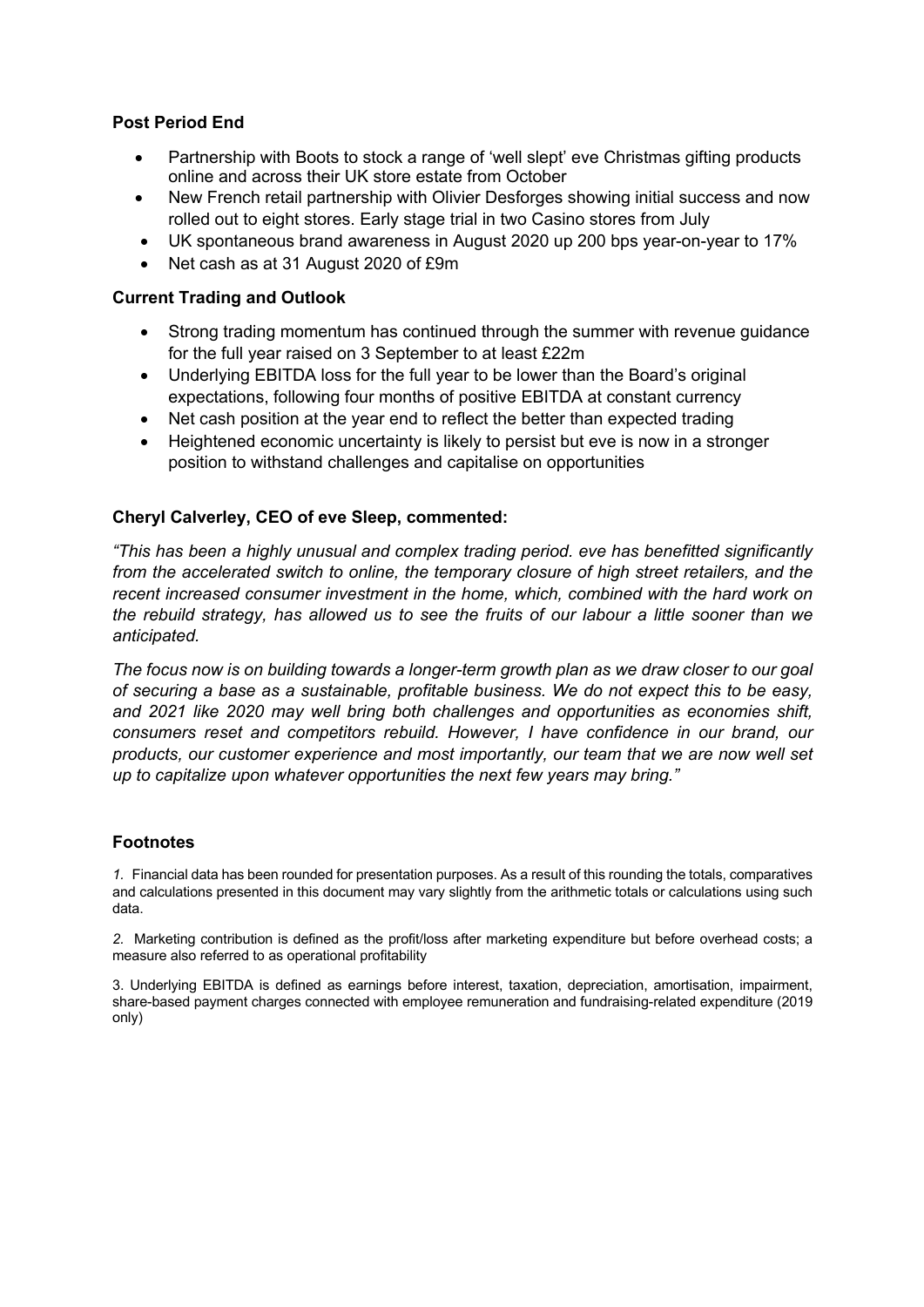### Post Period End

- Partnership with Boots to stock a range of 'well slept' eve Christmas gifting products online and across their UK store estate from October
- New French retail partnership with Olivier Desforges showing initial success and now rolled out to eight stores. Early stage trial in two Casino stores from July
- UK spontaneous brand awareness in August 2020 up 200 bps year-on-year to 17%
- Net cash as at 31 August 2020 of £9m

### Current Trading and Outlook

- Strong trading momentum has continued through the summer with revenue guidance for the full year raised on 3 September to at least £22m
- Underlying EBITDA loss for the full year to be lower than the Board's original expectations, following four months of positive EBITDA at constant currency
- Net cash position at the year end to reflect the better than expected trading
- Heightened economic uncertainty is likely to persist but eve is now in a stronger position to withstand challenges and capitalise on opportunities

### Cheryl Calverley, CEO of eve Sleep, commented:

*"This has been a highly unusual and complex trading period. eve has benefitted significantly from the accelerated switch to online, the temporary closure of high street retailers, and the recent increased consumer investment in the home, which, combined with the hard work on the rebuild strategy, has allowed us to see the fruits of our labour a little sooner than we anticipated.*

*The focus now is on building towards a longer-term growth plan as we draw closer to our goal of securing a base as a sustainable, profitable business. We do not expect this to be easy, and 2021 like 2020 may well bring both challenges and opportunities as economies shift, consumers reset and competitors rebuild. However, I have confidence in our brand, our products, our customer experience and most importantly, our team that we are now well set up to capitalize upon whatever opportunities the next few years may bring."*

### Footnotes

1. Financial data has been rounded for presentation purposes. As a result of this rounding the totals, comparatives and calculations presented in this document may vary slightly from the arithmetic totals or calculations using such data.

2. Marketing contribution is defined as the profit/loss after marketing expenditure but before overhead costs; a measure also referred to as operational profitability

3. Underlying EBITDA is defined as earnings before interest, taxation, depreciation, amortisation, impairment, share-based payment charges connected with employee remuneration and fundraising-related expenditure (2019 only)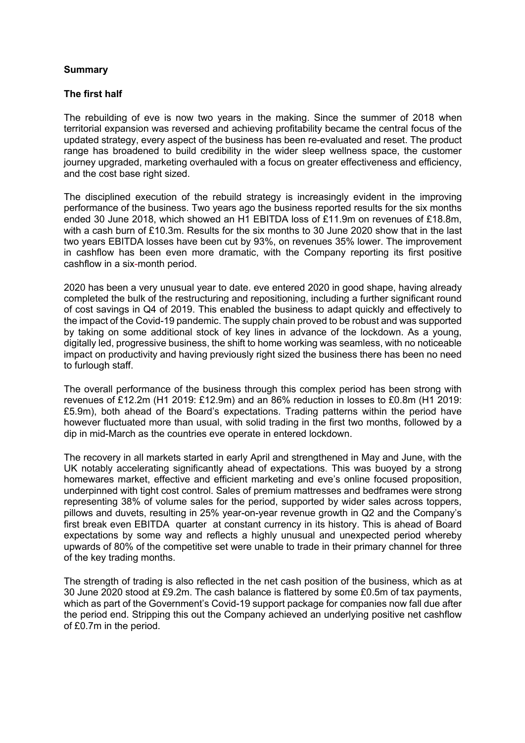**Summary**

**The first half**

The rebuilding of eve is now two years in the making. Since the summer of 2018 when territorial expansion was reversed and achieving profitability became the central focus of the updated strategy, every aspect of the business has been re-evaluated and reset. The product range has broadened to build credibility in the wider sleep wellness space, the customer journey upgraded, marketing overhauled with a focus on greater effectiveness and efficiency, and the cost base right sized.

The disciplined execution of the rebuild strategy is increasingly evident in the improving performance of the business. Two years ago the business reported results for the six months ended 30 June 2018, which showed an H1 EBITDA loss of £11.9m on revenues of £18.8m, with a cash burn of £10.3m. Results for the six months to 30 June 2020 show that in the last two years EBITDA losses have been cut by 93%, on revenues 35% lower. The improvement in cashflow has been even more dramatic, with the Company reporting its first positive cashflow in a six-month period.

2020 has been a very unusual year to date. eve entered 2020 in good shape, having already completed the bulk of the restructuring and repositioning, including a further significant round of cost savings in Q4 of 2019. This enabled the business to adapt quickly and effectively to the impact of the Covid-19 pandemic. The supply chain proved to be robust and was supported by taking on some additional stock of key lines in advance of the lockdown. As a young, digitally led, progressive business, the shift to home working was seamless, with no noticeable impact on productivity and having previously right sized the business there has been no need to furlough staff.

The overall performance of the business through this complex period has been strong with revenues of £12.2m (H1 2019: £12.9m) and an 86% reduction in losses to £0.8m (H1 2019: £5.9m), both ahead of the Board's expectations. Trading patterns within the period have however fluctuated more than usual, with solid trading in the first two months, followed by a dip in mid-March as the countries eve operate in entered lockdown.

The recovery in all markets started in early April and strengthened in May and June, with the UK notably accelerating significantly ahead of expectations. This was buoyed by a strong homewares market, effective and efficient marketing and eve's online focused proposition, underpinned with tight cost control. Sales of premium mattresses and bedframes were strong representing 38% of volume sales for the period, supported by wider sales across toppers, pillows and duvets, resulting in 25% year-on-year revenue growth in Q2 and the Company's first break even EBITDA quarter at constant currency in its history. This is ahead of Board expectations by some way and reflects a highly unusual and unexpected period whereby upwards of 80% of the competitive set were unable to trade in their primary channel for three of the key trading months.

The strength of trading is also reflected in the net cash position of the business, which as at 30 June 2020 stood at £9.2m. The cash balance is flattered by some £0.5m of tax payments, which as part of the Government's Covid-19 support package for companies now fall due after the period end. Stripping this out the Company achieved an underlying positive net cashflow of £0.7m in the period.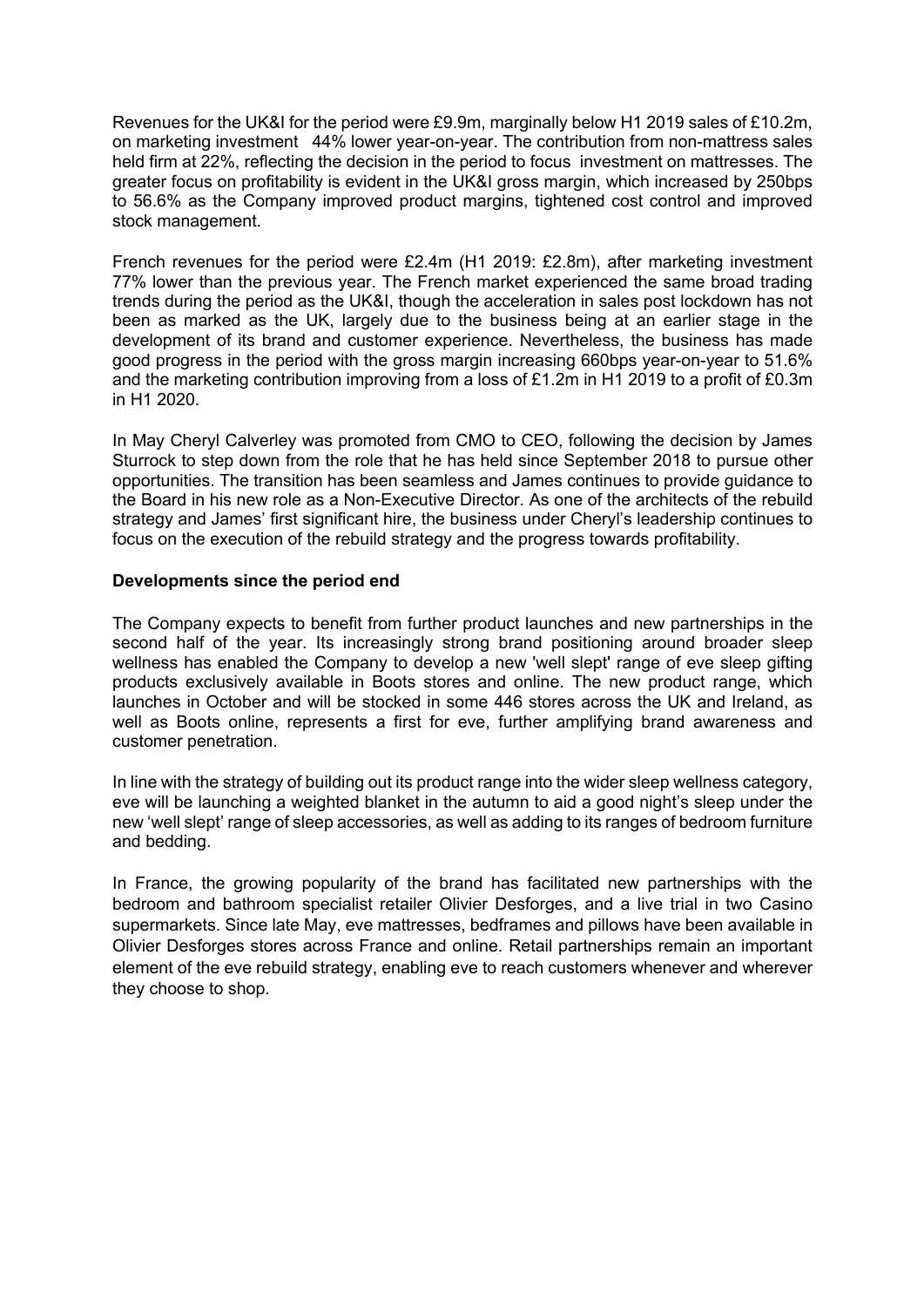Revenues for the UK&I for the period were £9.9m, marginally below H1 2019 sales of £10.2m, on marketing investment 44% lower year-on-year. The contribution from non-mattress sales held firm at 22%, reflecting the decision in the period to focus investment on mattresses. The greater focus on profitability is evident in the UK&I gross margin, which increased by 250bps to 56.6% as the Company improved product margins, tightened cost control and improved stock management.

French revenues for the period were £2.4m (H1 2019: £2.8m), after marketing investment 77% lower than the previous year. The French market experienced the same broad trading trends during the period as the UK&I, though the acceleration in sales post lockdown has not been as marked as the UK, largely due to the business being at an earlier stage in the development of its brand and customer experience. Nevertheless, the business has made good progress in the period with the gross margin increasing 660bps year-on-year to 51.6% and the marketing contribution improving from a loss of £1.2m in H1 2019 to a profit of £0.3m in H1 2020.

In May Cheryl Calverley was promoted from CMO to CEO, following the decision by James Sturrock to step down from the role that he has held since September 2018 to pursue other opportunities. The transition has been seamless and James continues to provide guidance to the Board in his new role as a Non-Executive Director. As one of the architects of the rebuild strategy and James' first significant hire, the business under Cheryl's leadership continues to focus on the execution of the rebuild strategy and the progress towards profitability.

**Developments since the period end**

The Company expects to benefit from further product launches and new partnerships in the second half of the year. Its increasingly strong brand positioning around broader sleep wellness has enabled the Company to develop a new 'well slept' range of eve sleep gifting products exclusively available in Boots stores and online. The new product range, which launches in October and will be stocked in some 446 stores across the UK and Ireland, as well as Boots online, represents a first for eve, further amplifying brand awareness and customer penetration.

In line with the strategy of building out its product range into the wider sleep wellness category, eve will be launching a weighted blanket in the autumn to aid a good night's sleep under the new 'well slept' range of sleep accessories, as well as adding to its ranges of bedroom furniture and bedding.

In France, the growing popularity of the brand has facilitated new partnerships with the bedroom and bathroom specialist retailer Olivier Desforges, and a live trial in two Casino supermarkets. Since late May, eve mattresses, bedframes and pillows have been available in Olivier Desforges stores across France and online. Retail partnerships remain an important element of the eve rebuild strategy, enabling eve to reach customers whenever and wherever they choose to shop.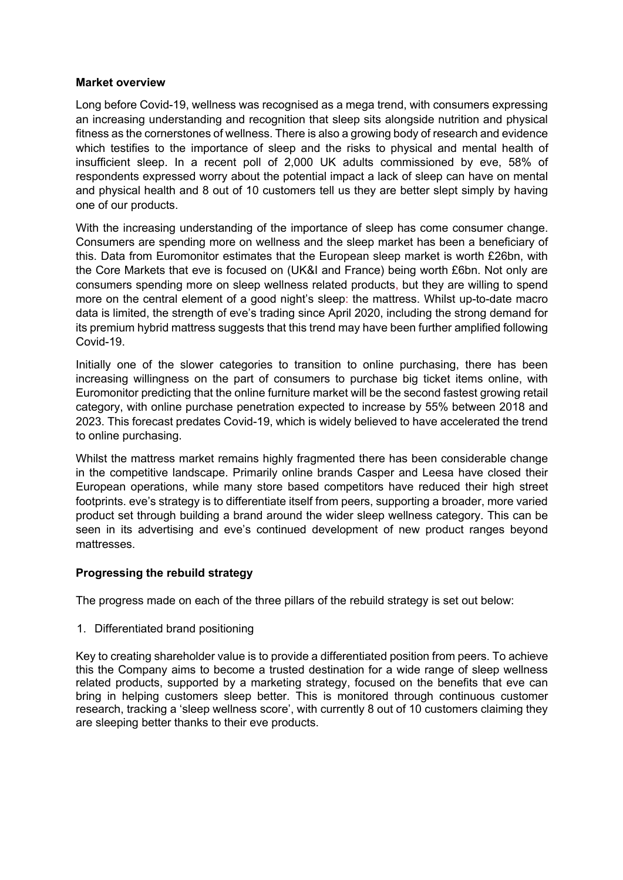**Market overview**

Long before Covid-19, wellness was recognised as a mega trend, with consumers expressing an increasing understanding and recognition that sleep sits alongside nutrition and physical fitness as the cornerstones of wellness. There is also a growing body of research and evidence which testifies to the importance of sleep and the risks to physical and mental health of insufficient sleep. In a recent poll of 2,000 UK adults commissioned by eve, 58% of respondents expressed worry about the potential impact a lack of sleep can have on mental and physical health and 8 out of 10 customers tell us they are better slept simply by having one of our products.

With the increasing understanding of the importance of sleep has come consumer change. Consumers are spending more on wellness and the sleep market has been a beneficiary of this. Data from Euromonitor estimates that the European sleep market is worth £26bn, with the Core Markets that eve is focused on (UK&I and France) being worth £6bn. Not only are consumers spending more on sleep wellness related products, but they are willing to spend more on the central element of a good night's sleep: the mattress. Whilst up-to-date macro data is limited, the strength of eve's trading since April 2020, including the strong demand for its premium hybrid mattress suggests that this trend may have been further amplified following Covid-19.

Initially one of the slower categories to transition to online purchasing, there has been increasing willingness on the part of consumers to purchase big ticket items online, with Euromonitor predicting that the online furniture market will be the second fastest growing retail category, with online purchase penetration expected to increase by 55% between 2018 and 2023. This forecast predates Covid-19, which is widely believed to have accelerated the trend to online purchasing.

Whilst the mattress market remains highly fragmented there has been considerable change in the competitive landscape. Primarily online brands Casper and Leesa have closed their European operations, while many store based competitors have reduced their high street footprints. eve's strategy is to differentiate itself from peers, supporting a broader, more varied product set through building a brand around the wider sleep wellness category. This can be seen in its advertising and eve's continued development of new product ranges beyond mattresses.

**Progressing the rebuild strategy**

The progress made on each of the three pillars of the rebuild strategy is set out below:

1. Differentiated brand positioning

Key to creating shareholder value is to provide a differentiated position from peers. To achieve this the Company aims to become a trusted destination for a wide range of sleep wellness related products, supported by a marketing strategy, focused on the benefits that eve can bring in helping customers sleep better. This is monitored through continuous customer research, tracking a 'sleep wellness score', with currently 8 out of 10 customers claiming they are sleeping better thanks to their eve products.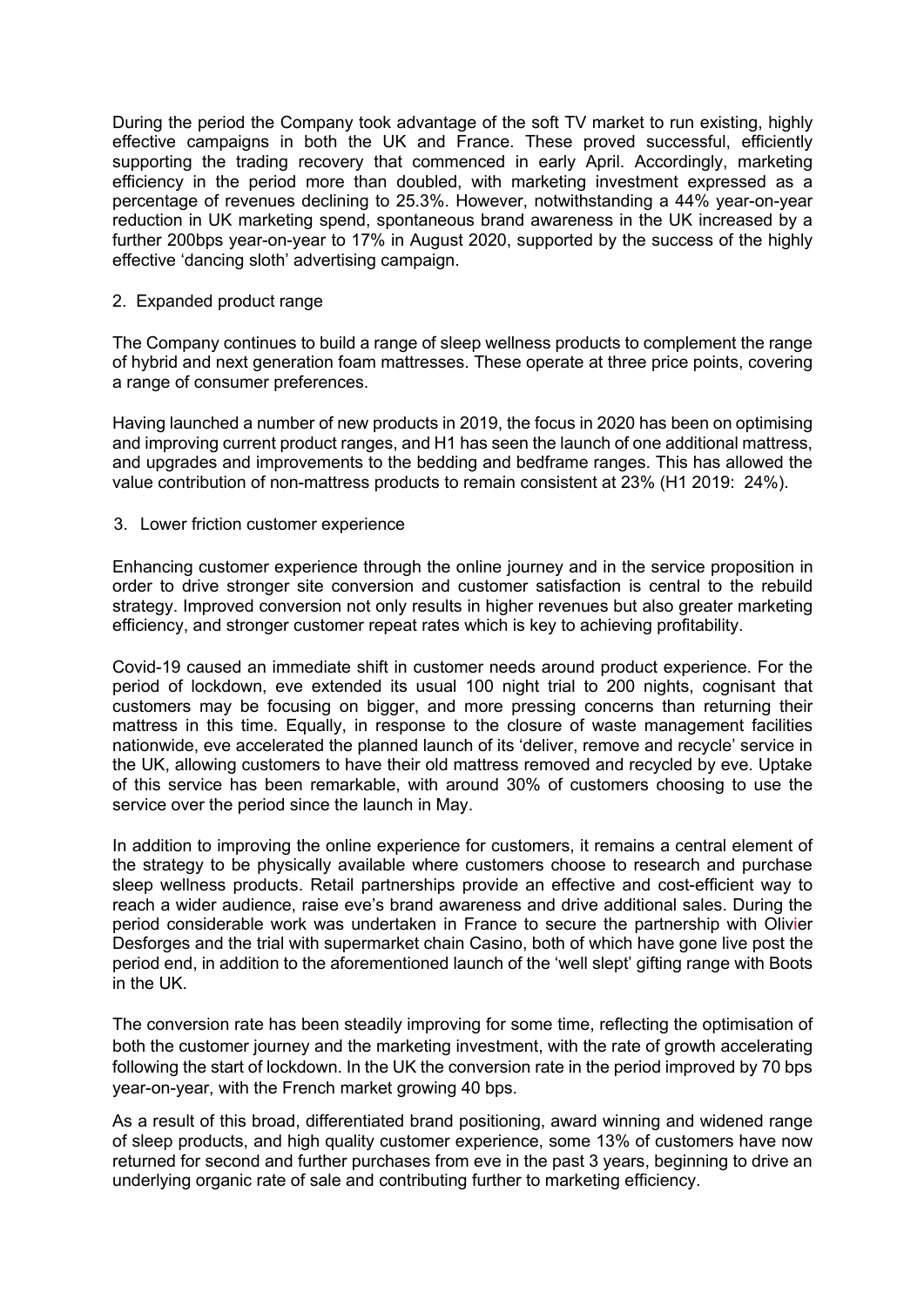During the period the Company took advantage of the soft TV market to run existing, highly effective campaigns in both the UK and France. These proved successful, efficiently supporting the trading recovery that commenced in early April. Accordingly, marketing efficiency in the period more than doubled, with marketing investment expressed as a percentage of revenues declining to 25.3%. However, notwithstanding a 44% year-on-year reduction in UK marketing spend, spontaneous brand awareness in the UK increased by a further 200bps year-on-year to 17% in August 2020, supported by the success of the highly effective 'dancing sloth' advertising campaign.

2. Expanded product range

The Company continues to build a range of sleep wellness products to complement the range of hybrid and next generation foam mattresses. These operate at three price points, covering a range of consumer preferences.

Having launched a number of new products in 2019, the focus in 2020 has been on optimising and improving current product ranges, and H1 has seen the launch of one additional mattress, and upgrades and improvements to the bedding and bedframe ranges. This has allowed the value contribution of non-mattress products to remain consistent at 23% (H1 2019: 24%).

3. Lower friction customer experience

Enhancing customer experience through the online journey and in the service proposition in order to drive stronger site conversion and customer satisfaction is central to the rebuild strategy. Improved conversion not only results in higher revenues but also greater marketing efficiency, and stronger customer repeat rates which is key to achieving profitability.

Covid-19 caused an immediate shift in customer needs around product experience. For the period of lockdown, eve extended its usual 100 night trial to 200 nights, cognisant that customers may be focusing on bigger, and more pressing concerns than returning their mattress in this time. Equally, in response to the closure of waste management facilities nationwide, eve accelerated the planned launch of its 'deliver, remove and recycle' service in the UK, allowing customers to have their old mattress removed and recycled by eve. Uptake of this service has been remarkable, with around 30% of customers choosing to use the service over the period since the launch in May.

In addition to improving the online experience for customers, it remains a central element of the strategy to be physically available where customers choose to research and purchase sleep wellness products. Retail partnerships provide an effective and cost-efficient way to reach a wider audience, raise eve's brand awareness and drive additional sales. During the period considerable work was undertaken in France to secure the partnership with Olivier Desforges and the trial with supermarket chain Casino, both of which have gone live post the period end, in addition to the aforementioned launch of the 'well slept' gifting range with Boots in the UK.

The conversion rate has been steadily improving for some time, reflecting the optimisation of both the customer journey and the marketing investment, with the rate of growth accelerating following the start of lockdown. In the UK the conversion rate in the period improved by 70 bps year-on-year, with the French market growing 40 bps.

As a result of this broad, differentiated brand positioning, award winning and widened range of sleep products, and high quality customer experience, some 13% of customers have now returned for second and further purchases from eve in the past 3 years, beginning to drive an underlying organic rate of sale and contributing further to marketing efficiency.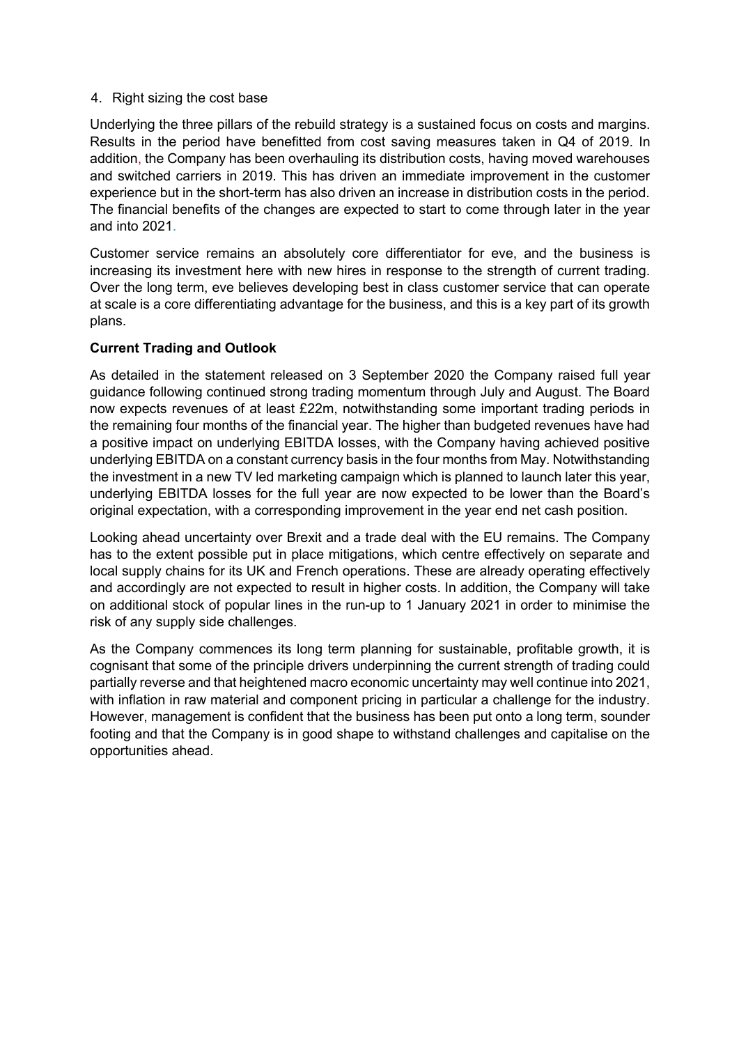4. Right sizing the cost base

Underlying the three pillars of the rebuild strategy is a sustained focus on costs and margins. Results in the period have benefitted from cost saving measures taken in Q4 of 2019. In addition, the Company has been overhauling its distribution costs, having moved warehouses and switched carriers in 2019. This has driven an immediate improvement in the customer experience but in the short-term has also driven an increase in distribution costs in the period. The financial benefits of the changes are expected to start to come through later in the year and into 2021.

Customer service remains an absolutely core differentiator for eve, and the business is increasing its investment here with new hires in response to the strength of current trading. Over the long term, eve believes developing best in class customer service that can operate at scale is a core differentiating advantage for the business, and this is a key part of its growth plans.

**Current Trading and Outlook**

As detailed in the statement released on 3 September 2020 the Company raised full year guidance following continued strong trading momentum through July and August. The Board now expects revenues of at least £22m, notwithstanding some important trading periods in the remaining four months of the financial year. The higher than budgeted revenues have had a positive impact on underlying EBITDA losses, with the Company having achieved positive underlying EBITDA on a constant currency basis in the four months from May. Notwithstanding the investment in a new TV led marketing campaign which is planned to launch later this year, underlying EBITDA losses for the full year are now expected to be lower than the Board's original expectation, with a corresponding improvement in the year end net cash position.

Looking ahead uncertainty over Brexit and a trade deal with the EU remains. The Company has to the extent possible put in place mitigations, which centre effectively on separate and local supply chains for its UK and French operations. These are already operating effectively and accordingly are not expected to result in higher costs. In addition, the Company will take on additional stock of popular lines in the run-up to 1 January 2021 in order to minimise the risk of any supply side challenges.

As the Company commences its long term planning for sustainable, profitable growth, it is cognisant that some of the principle drivers underpinning the current strength of trading could partially reverse and that heightened macro economic uncertainty may well continue into 2021, with inflation in raw material and component pricing in particular a challenge for the industry. However, management is confident that the business has been put onto a long term, sounder footing and that the Company is in good shape to withstand challenges and capitalise on the opportunities ahead.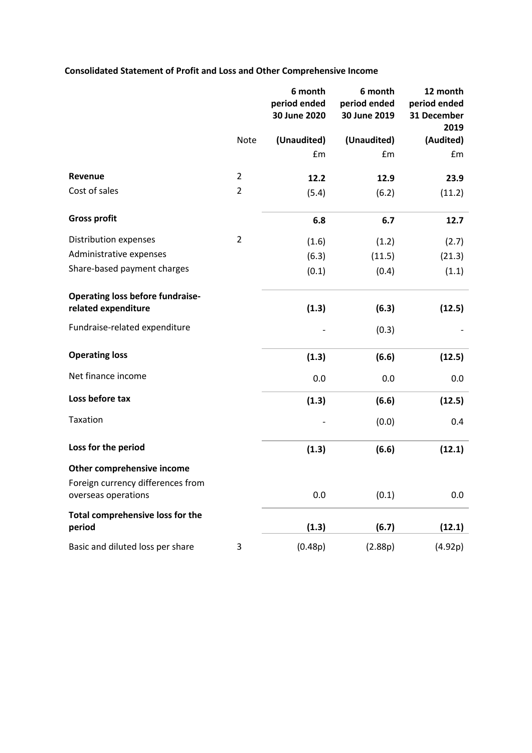**Consolidated Statement of Profit and Loss and Other Comprehensive Income**

| | Note | 6 month period ended 30 June 2020 | 6 month period ended 30 June 2019 | 12 month period ended 31 December 2019 |
|---|---|---|---|---|
| | | **(Unaudited)** | **(Unaudited)** | **(Audited)** |
| | | £m | £m | £m |
| **Revenue** | 2 | **12.2** | **12.9** | **23.9** |
| Cost of sales | 2 | (5.4) | (6.2) | (11.2) |
| **Gross profit** | | **6.8** | **6.7** | **12.7** |
| Distribution expenses | 2 | (1.6) | (1.2) | (2.7) |
| Administrative expenses | | (6.3) | (11.5) | (21.3) |
| Share-based payment charges | | (0.1) | (0.4) | (1.1) |
| **Operating loss before fundraise-related expenditure** | | **(1.3)** | **(6.3)** | **(12.5)** |
| Fundraise-related expenditure | | - | (0.3) | - |
| **Operating loss** | | **(1.3)** | **(6.6)** | **(12.5)** |
| Net finance income | | 0.0 | 0.0 | 0.0 |
| **Loss before tax** | | **(1.3)** | **(6.6)** | **(12.5)** |
| Taxation | | - | (0.0) | 0.4 |
| **Loss for the period** | | **(1.3)** | **(6.6)** | **(12.1)** |
| **Other comprehensive income** | | | | |
| Foreign currency differences from overseas operations | | 0.0 | (0.1) | 0.0 |
| **Total comprehensive loss for the period** | | **(1.3)** | **(6.7)** | **(12.1)** |
| Basic and diluted loss per share | 3 | (0.48p) | (2.88p) | (4.92p) |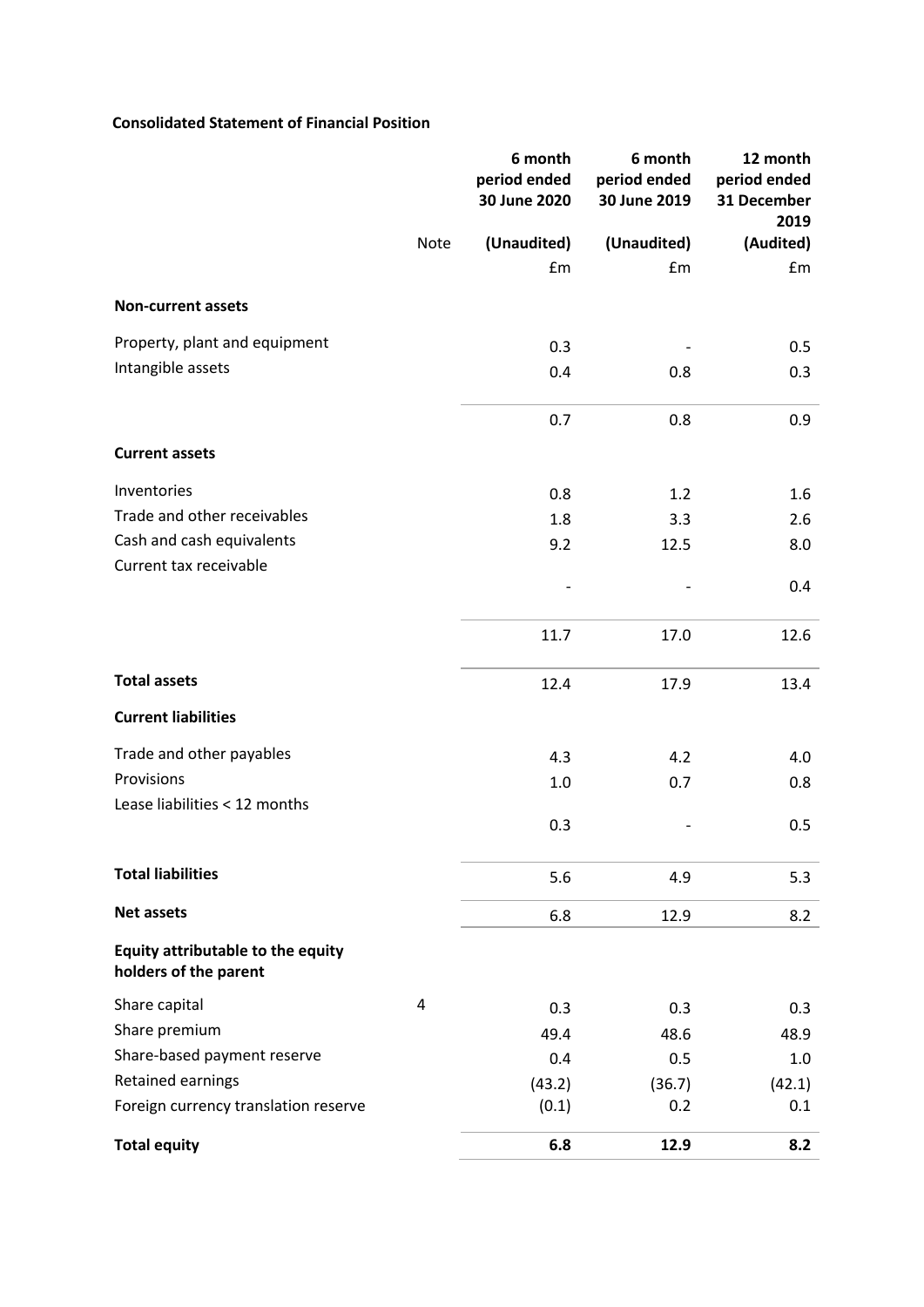**Consolidated Statement of Financial Position**

| | Note | 6 month period ended 30 June 2020 | 6 month period ended 30 June 2019 | 12 month period ended 31 December 2019 |
|---|---|---|---|---|
| | | (Unaudited) | (Unaudited) | (Audited) |
| | | £m | £m | £m |
| **Non-current assets** | | | | |
| Property, plant and equipment | | 0.3 | - | 0.5 |
| Intangible assets | | 0.4 | 0.8 | 0.3 |
| | | 0.7 | 0.8 | 0.9 |
| **Current assets** | | | | |
| Inventories | | 0.8 | 1.2 | 1.6 |
| Trade and other receivables | | 1.8 | 3.3 | 2.6 |
| Cash and cash equivalents | | 9.2 | 12.5 | 8.0 |
| Current tax receivable | | - | - | 0.4 |
| | | 11.7 | 17.0 | 12.6 |
| **Total assets** | | 12.4 | 17.9 | 13.4 |
| **Current liabilities** | | | | |
| Trade and other payables | | 4.3 | 4.2 | 4.0 |
| Provisions | | 1.0 | 0.7 | 0.8 |
| Lease liabilities < 12 months | | 0.3 | - | 0.5 |
| **Total liabilities** | | 5.6 | 4.9 | 5.3 |
| **Net assets** | | 6.8 | 12.9 | 8.2 |
| **Equity attributable to the equity holders of the parent** | | | | |
| Share capital | 4 | 0.3 | 0.3 | 0.3 |
| Share premium | | 49.4 | 48.6 | 48.9 |
| Share-based payment reserve | | 0.4 | 0.5 | 1.0 |
| Retained earnings | | (43.2) | (36.7) | (42.1) |
| Foreign currency translation reserve | | (0.1) | 0.2 | 0.1 |
| **Total equity** | | **6.8** | **12.9** | **8.2** |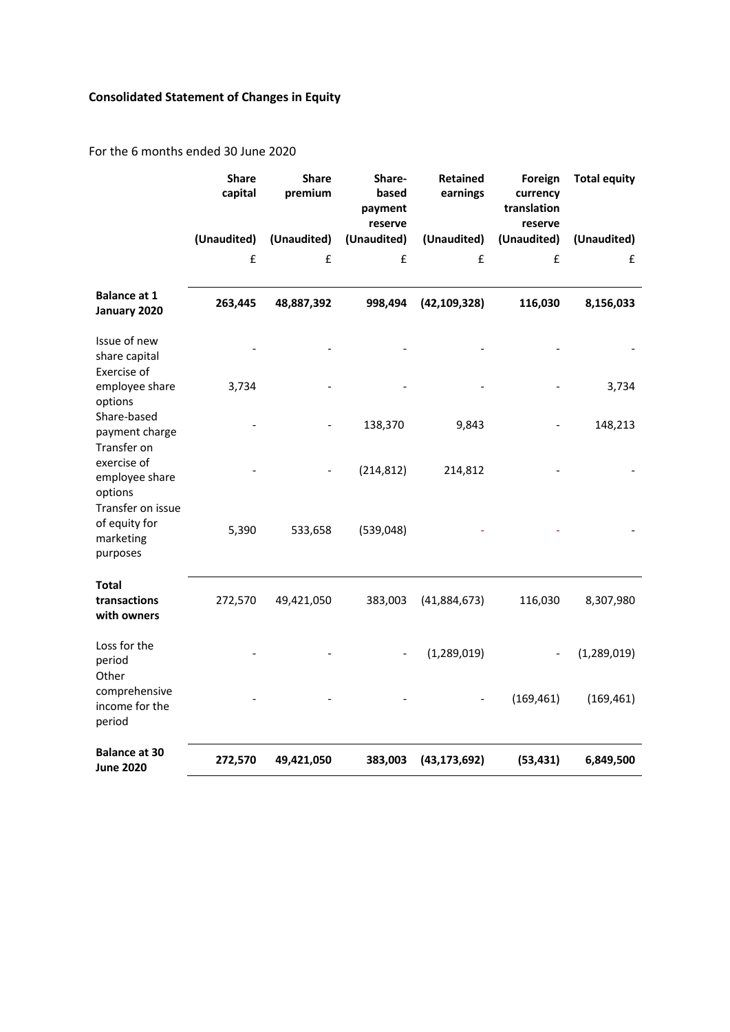**Consolidated Statement of Changes in Equity**

For the 6 months ended 30 June 2020

| | Share capital | Share premium | Share-based payment reserve | Retained earnings | Foreign currency translation reserve | Total equity |
|---|---|---|---|---|---|---|
| | (Unaudited) | (Unaudited) | (Unaudited) | (Unaudited) | (Unaudited) | (Unaudited) |
| | £ | £ | £ | £ | £ | £ |
| **Balance at 1 January 2020** | **263,445** | **48,887,392** | **998,494** | **(42,109,328)** | **116,030** | **8,156,033** |
| Issue of new share capital | - | - | - | - | - | - |
| Exercise of employee share options | 3,734 | - | - | - | - | 3,734 |
| Share-based payment charge | - | - | 138,370 | 9,843 | - | 148,213 |
| Transfer on exercise of employee share options | - | - | (214,812) | 214,812 | - | - |
| Transfer on issue of equity for marketing purposes | 5,390 | 533,658 | (539,048) | - | - | - |
| **Total transactions with owners** | 272,570 | 49,421,050 | 383,003 | (41,884,673) | 116,030 | 8,307,980 |
| Loss for the period | - | - | - | (1,289,019) | - | (1,289,019) |
| Other comprehensive income for the period | - | - | - | - | (169,461) | (169,461) |
| **Balance at 30 June 2020** | **272,570** | **49,421,050** | **383,003** | **(43,173,692)** | **(53,431)** | **6,849,500** |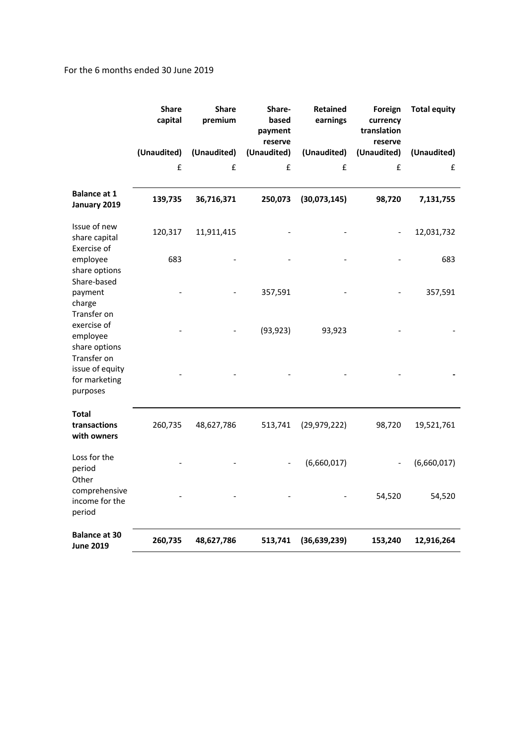For the 6 months ended 30 June 2019

| | Share capital | Share premium | Share-based payment reserve | Retained earnings | Foreign currency translation reserve | Total equity |
|---|---|---|---|---|---|---|
| | (Unaudited) | (Unaudited) | (Unaudited) | (Unaudited) | (Unaudited) | (Unaudited) |
| | £ | £ | £ | £ | £ | £ |
| **Balance at 1 January 2019** | **139,735** | **36,716,371** | **250,073** | **(30,073,145)** | **98,720** | **7,131,755** |
| Issue of new share capital | 120,317 | 11,911,415 | - | - | - | 12,031,732 |
| Exercise of employee share options | 683 | - | - | - | - | 683 |
| Share-based payment charge | - | - | 357,591 | - | - | 357,591 |
| Transfer on exercise of employee share options | - | - | (93,923) | 93,923 | - | - |
| Transfer on issue of equity for marketing purposes | - | - | - | - | - | **-** |
| **Total transactions with owners** | 260,735 | 48,627,786 | 513,741 | (29,979,222) | 98,720 | 19,521,761 |
| Loss for the period | - | - | - | (6,660,017) | - | (6,660,017) |
| Other comprehensive income for the period | - | - | - | - | 54,520 | 54,520 |
| **Balance at 30 June 2019** | **260,735** | **48,627,786** | **513,741** | **(36,639,239)** | **153,240** | **12,916,264** |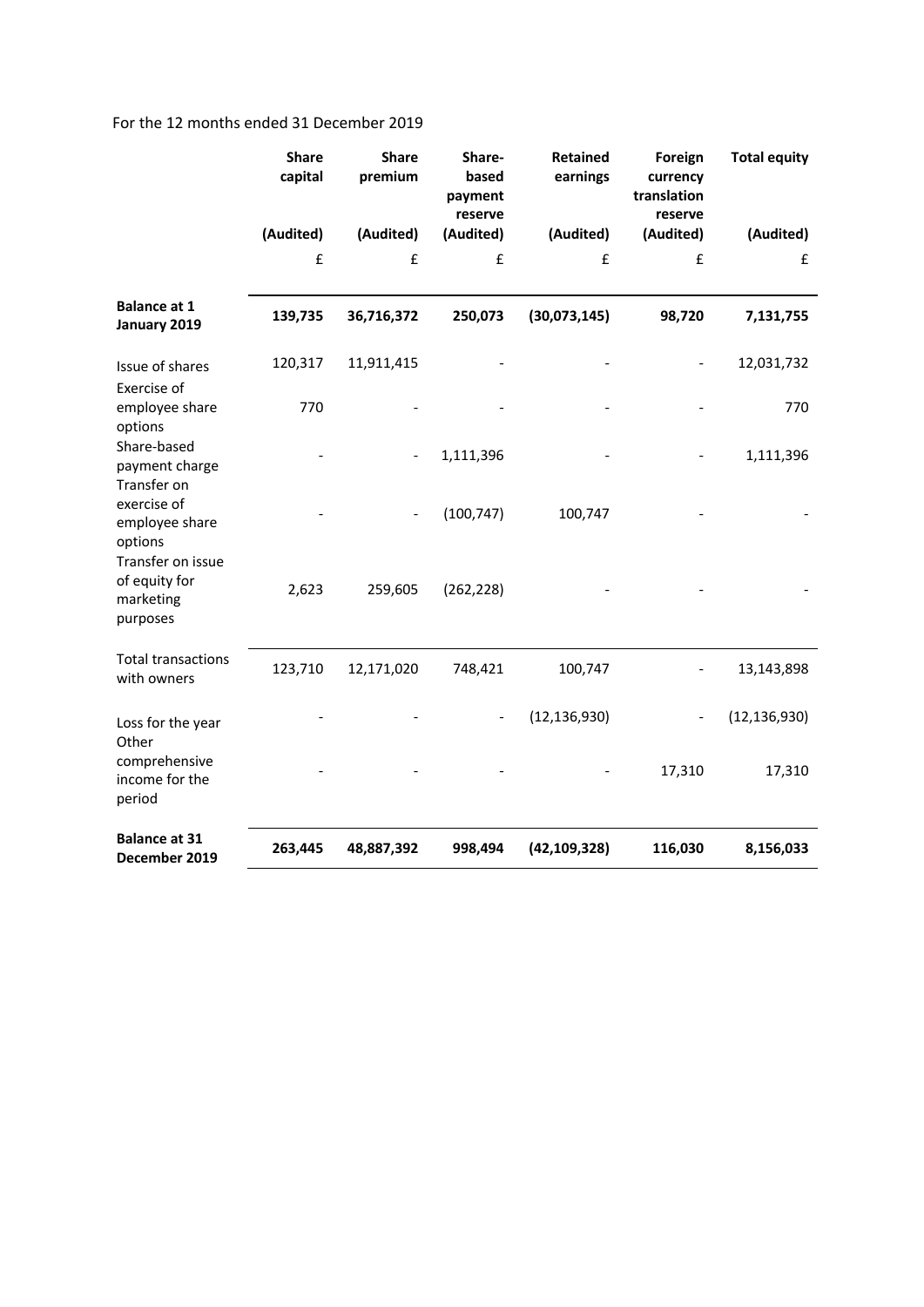For the 12 months ended 31 December 2019

| | Share capital | Share premium | Share-based payment reserve | Retained earnings | Foreign currency translation reserve | Total equity |
|---|---|---|---|---|---|---|
| | (Audited) | (Audited) | (Audited) | (Audited) | (Audited) | (Audited) |
| | £ | £ | £ | £ | £ | £ |
| **Balance at 1 January 2019** | **139,735** | **36,716,372** | **250,073** | **(30,073,145)** | **98,720** | **7,131,755** |
| Issue of shares | 120,317 | 11,911,415 | - | - | - | 12,031,732 |
| Exercise of employee share options | 770 | - | - | - | - | 770 |
| Share-based payment charge | - | - | 1,111,396 | - | - | 1,111,396 |
| Transfer on exercise of employee share options | - | - | (100,747) | 100,747 | - | - |
| Transfer on issue of equity for marketing purposes | 2,623 | 259,605 | (262,228) | - | - | - |
| Total transactions with owners | 123,710 | 12,171,020 | 748,421 | 100,747 | - | 13,143,898 |
| Loss for the year | - | - | - | (12,136,930) | - | (12,136,930) |
| Other comprehensive income for the period | - | - | - | - | 17,310 | 17,310 |
| **Balance at 31 December 2019** | **263,445** | **48,887,392** | **998,494** | **(42,109,328)** | **116,030** | **8,156,033** |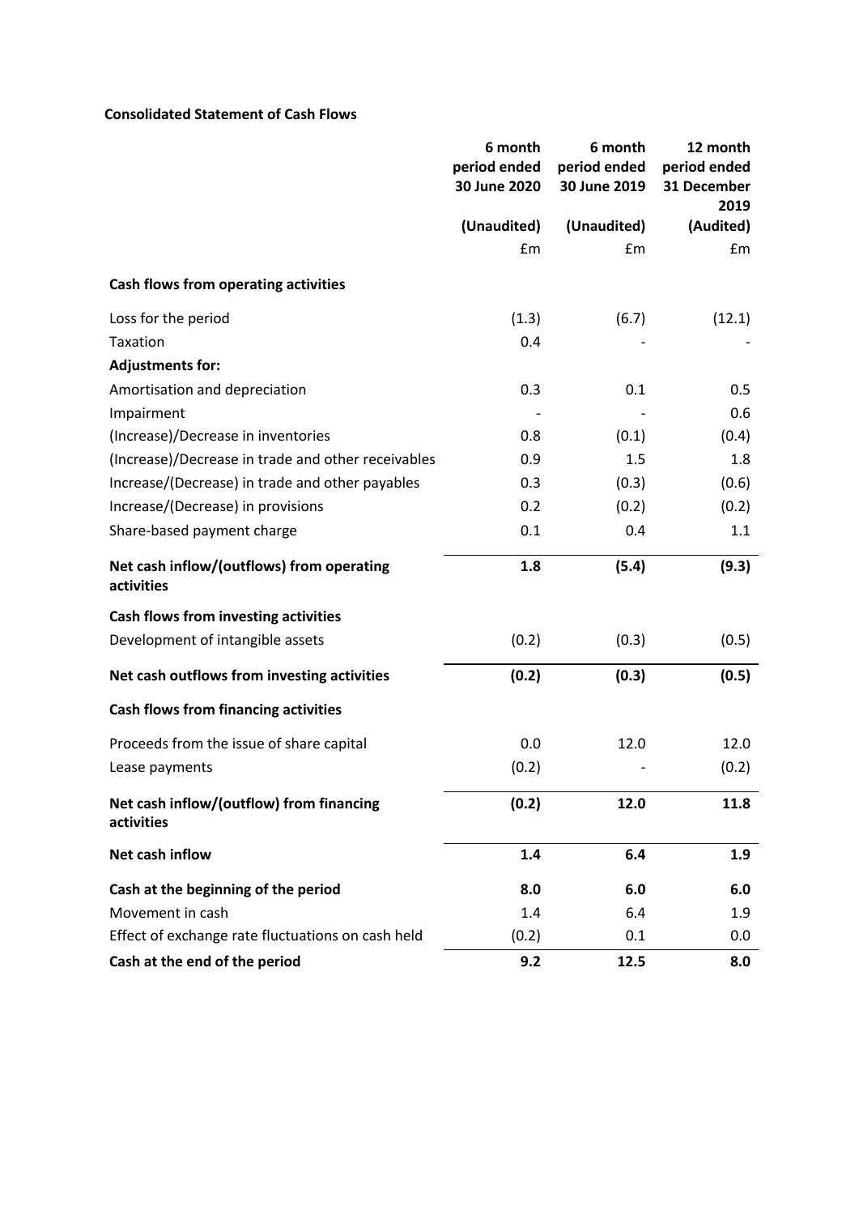**Consolidated Statement of Cash Flows**

| | 6 month period ended 30 June 2020 | 6 month period ended 30 June 2019 | 12 month period ended 31 December 2019 |
|---|---|---|---|
| | (Unaudited) | (Unaudited) | (Audited) |
| | £m | £m | £m |
| **Cash flows from operating activities** | | | |
| Loss for the period | (1.3) | (6.7) | (12.1) |
| Taxation | 0.4 | - | - |
| **Adjustments for:** | | | |
| Amortisation and depreciation | 0.3 | 0.1 | 0.5 |
| Impairment | - | - | 0.6 |
| (Increase)/Decrease in inventories | 0.8 | (0.1) | (0.4) |
| (Increase)/Decrease in trade and other receivables | 0.9 | 1.5 | 1.8 |
| Increase/(Decrease) in trade and other payables | 0.3 | (0.3) | (0.6) |
| Increase/(Decrease) in provisions | 0.2 | (0.2) | (0.2) |
| Share-based payment charge | 0.1 | 0.4 | 1.1 |
| **Net cash inflow/(outflows) from operating activities** | **1.8** | **(5.4)** | **(9.3)** |
| **Cash flows from investing activities** | | | |
| Development of intangible assets | (0.2) | (0.3) | (0.5) |
| **Net cash outflows from investing activities** | **(0.2)** | **(0.3)** | **(0.5)** |
| **Cash flows from financing activities** | | | |
| Proceeds from the issue of share capital | 0.0 | 12.0 | 12.0 |
| Lease payments | (0.2) | - | (0.2) |
| **Net cash inflow/(outflow) from financing activities** | **(0.2)** | **12.0** | **11.8** |
| **Net cash inflow** | **1.4** | **6.4** | **1.9** |
| **Cash at the beginning of the period** | **8.0** | **6.0** | **6.0** |
| Movement in cash | 1.4 | 6.4 | 1.9 |
| Effect of exchange rate fluctuations on cash held | (0.2) | 0.1 | 0.0 |
| **Cash at the end of the period** | **9.2** | **12.5** | **8.0** |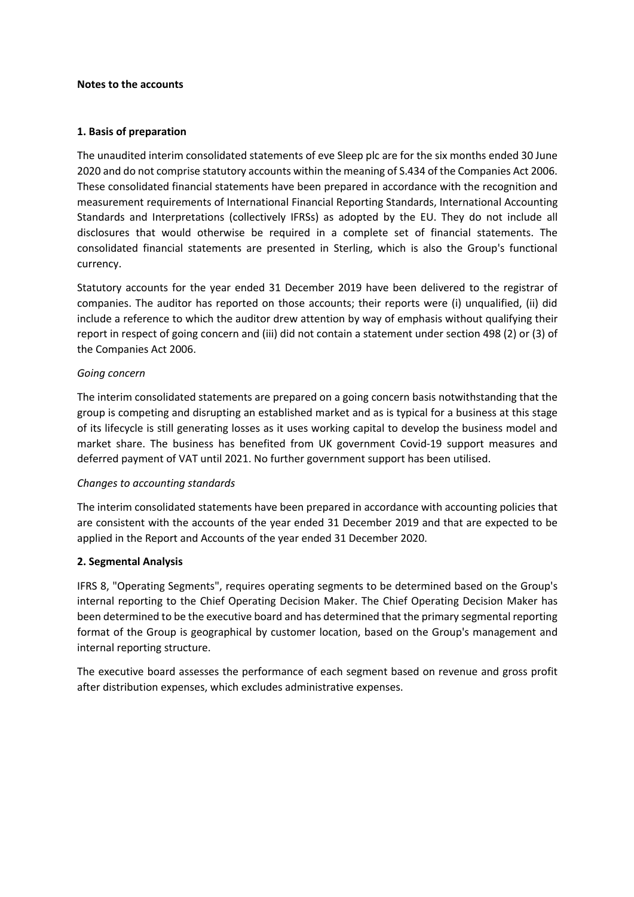**Notes to the accounts**

**1. Basis of preparation**

The unaudited interim consolidated statements of eve Sleep plc are for the six months ended 30 June 2020 and do not comprise statutory accounts within the meaning of S.434 of the Companies Act 2006. These consolidated financial statements have been prepared in accordance with the recognition and measurement requirements of International Financial Reporting Standards, International Accounting Standards and Interpretations (collectively IFRSs) as adopted by the EU. They do not include all disclosures that would otherwise be required in a complete set of financial statements. The consolidated financial statements are presented in Sterling, which is also the Group's functional currency.

Statutory accounts for the year ended 31 December 2019 have been delivered to the registrar of companies. The auditor has reported on those accounts; their reports were (i) unqualified, (ii) did include a reference to which the auditor drew attention by way of emphasis without qualifying their report in respect of going concern and (iii) did not contain a statement under section 498 (2) or (3) of the Companies Act 2006.

*Going concern*

The interim consolidated statements are prepared on a going concern basis notwithstanding that the group is competing and disrupting an established market and as is typical for a business at this stage of its lifecycle is still generating losses as it uses working capital to develop the business model and market share. The business has benefited from UK government Covid-19 support measures and deferred payment of VAT until 2021. No further government support has been utilised.

*Changes to accounting standards*

The interim consolidated statements have been prepared in accordance with accounting policies that are consistent with the accounts of the year ended 31 December 2019 and that are expected to be applied in the Report and Accounts of the year ended 31 December 2020.

**2. Segmental Analysis**

IFRS 8, "Operating Segments", requires operating segments to be determined based on the Group's internal reporting to the Chief Operating Decision Maker. The Chief Operating Decision Maker has been determined to be the executive board and has determined that the primary segmental reporting format of the Group is geographical by customer location, based on the Group's management and internal reporting structure.

The executive board assesses the performance of each segment based on revenue and gross profit after distribution expenses, which excludes administrative expenses.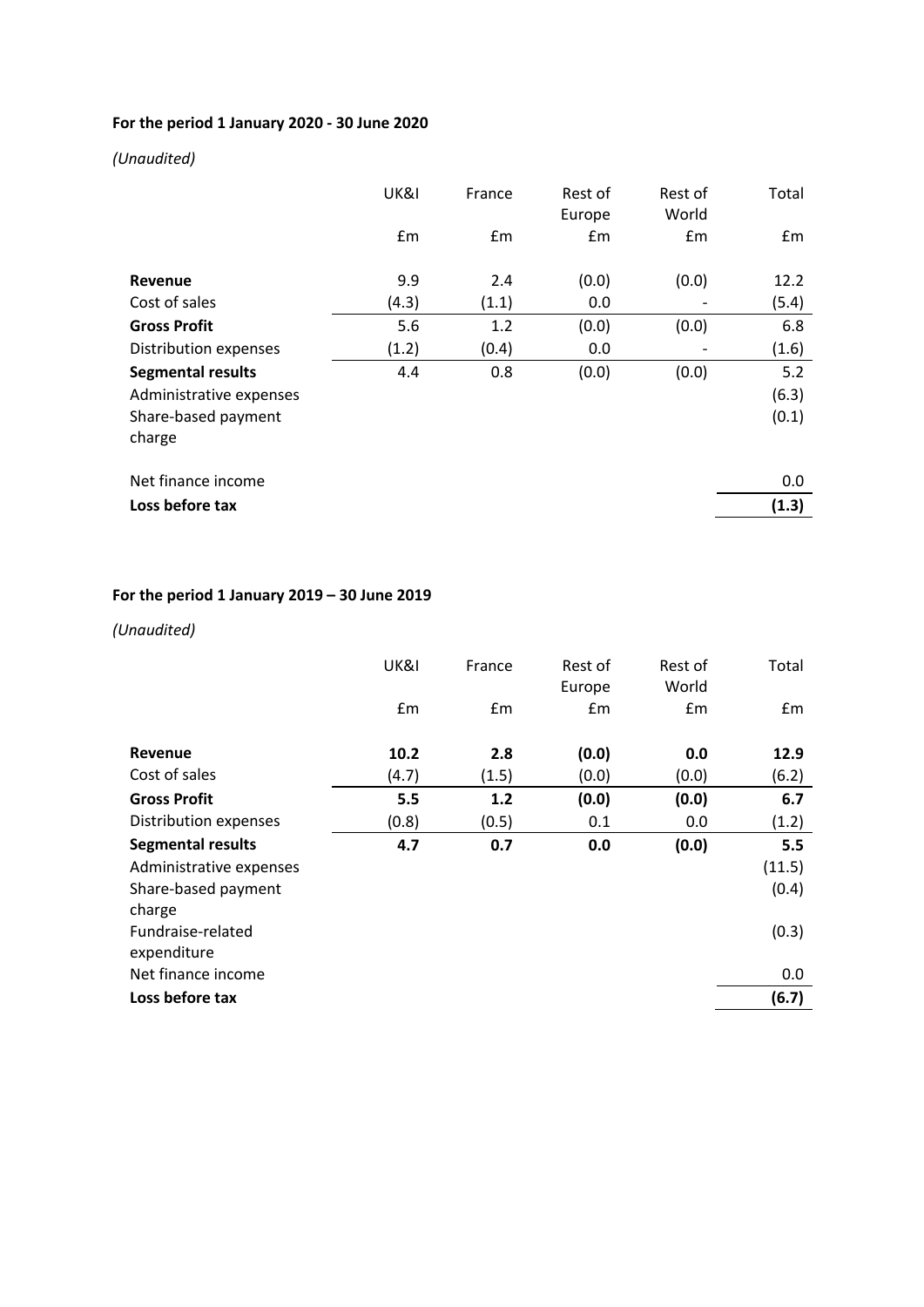**For the period 1 January 2020 - 30 June 2020**

*(Unaudited)*

| | UK&I | France | Rest of Europe | Rest of World | Total |
|---|---|---|---|---|---|
| | £m | £m | £m | £m | £m |
| **Revenue** | 9.9 | 2.4 | (0.0) | (0.0) | 12.2 |
| Cost of sales | (4.3) | (1.1) | 0.0 | - | (5.4) |
| **Gross Profit** | 5.6 | 1.2 | (0.0) | (0.0) | 6.8 |
| Distribution expenses | (1.2) | (0.4) | 0.0 | - | (1.6) |
| **Segmental results** | 4.4 | 0.8 | (0.0) | (0.0) | 5.2 |
| Administrative expenses | | | | | (6.3) |
| Share-based payment charge | | | | | (0.1) |
| Net finance income | | | | | 0.0 |
| **Loss before tax** | | | | | **(1.3)** |

**For the period 1 January 2019 – 30 June 2019**

*(Unaudited)*

| | UK&I | France | Rest of Europe | Rest of World | Total |
|---|---|---|---|---|---|
| | £m | £m | £m | £m | £m |
| **Revenue** | **10.2** | **2.8** | **(0.0)** | **0.0** | **12.9** |
| Cost of sales | (4.7) | (1.5) | (0.0) | (0.0) | (6.2) |
| **Gross Profit** | **5.5** | **1.2** | **(0.0)** | **(0.0)** | **6.7** |
| Distribution expenses | (0.8) | (0.5) | 0.1 | 0.0 | (1.2) |
| **Segmental results** | **4.7** | **0.7** | **0.0** | **(0.0)** | **5.5** |
| Administrative expenses | | | | | (11.5) |
| Share-based payment charge | | | | | (0.4) |
| Fundraise-related expenditure | | | | | (0.3) |
| Net finance income | | | | | 0.0 |
| **Loss before tax** | | | | | **(6.7)** |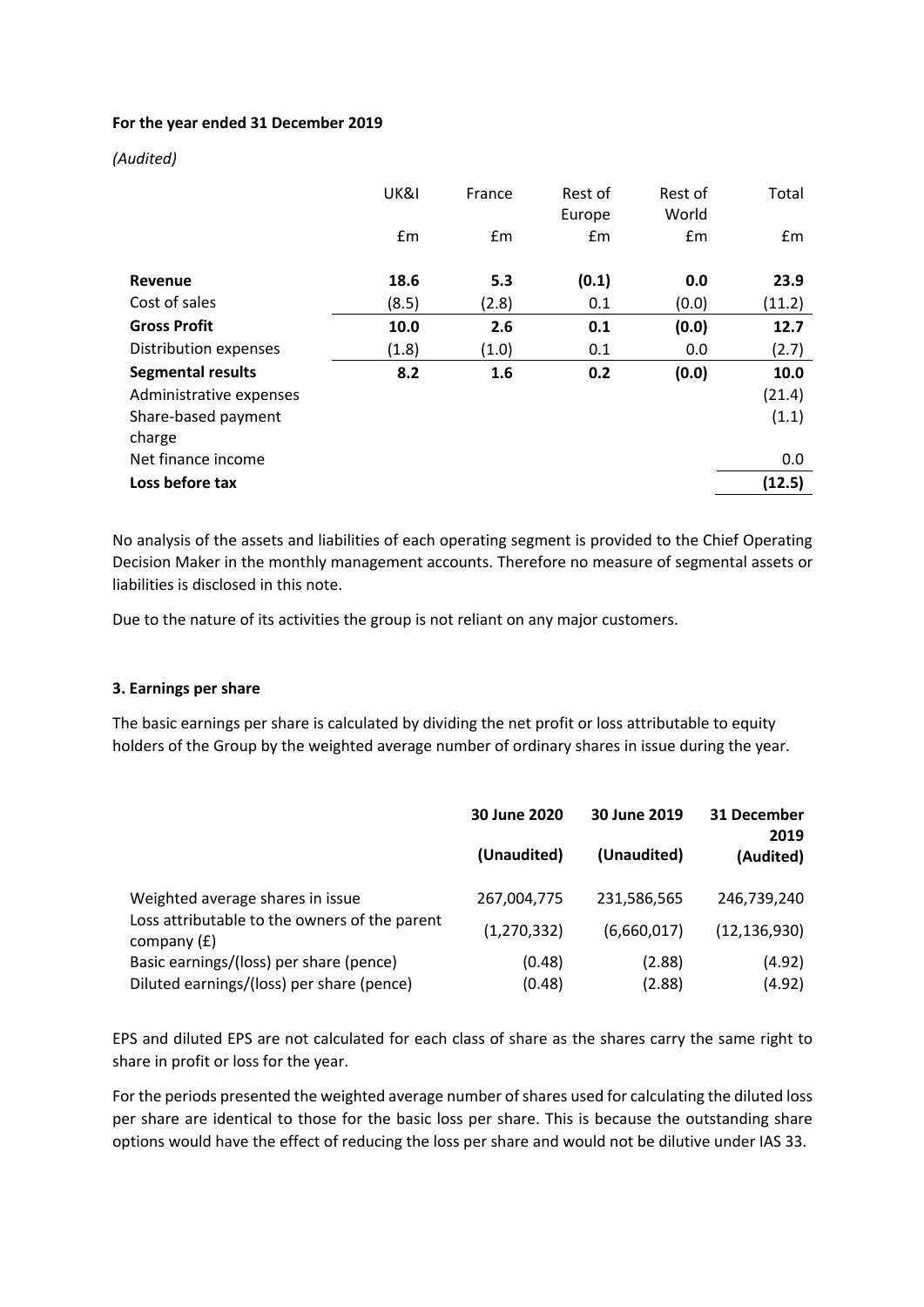**For the year ended 31 December 2019**

*(Audited)*

| | UK&I | France | Rest of Europe | Rest of World | Total |
|---|---|---|---|---|---|
| | £m | £m | £m | £m | £m |
| **Revenue** | **18.6** | **5.3** | **(0.1)** | **0.0** | **23.9** |
| Cost of sales | (8.5) | (2.8) | 0.1 | (0.0) | (11.2) |
| **Gross Profit** | **10.0** | **2.6** | **0.1** | **(0.0)** | **12.7** |
| Distribution expenses | (1.8) | (1.0) | 0.1 | 0.0 | (2.7) |
| **Segmental results** | **8.2** | **1.6** | **0.2** | **(0.0)** | **10.0** |
| Administrative expenses | | | | | (21.4) |
| Share-based payment charge | | | | | (1.1) |
| Net finance income | | | | | 0.0 |
| **Loss before tax** | | | | | **(12.5)** |

No analysis of the assets and liabilities of each operating segment is provided to the Chief Operating Decision Maker in the monthly management accounts. Therefore no measure of segmental assets or liabilities is disclosed in this note.

Due to the nature of its activities the group is not reliant on any major customers.

### 3. Earnings per share

The basic earnings per share is calculated by dividing the net profit or loss attributable to equity holders of the Group by the weighted average number of ordinary shares in issue during the year.

| | **30 June 2020** | **30 June 2019** | **31 December 2019** |
|---|---|---|---|
| | **(Unaudited)** | **(Unaudited)** | **(Audited)** |
| Weighted average shares in issue | 267,004,775 | 231,586,565 | 246,739,240 |
| Loss attributable to the owners of the parent company (£) | (1,270,332) | (6,660,017) | (12,136,930) |
| Basic earnings/(loss) per share (pence) | (0.48) | (2.88) | (4.92) |
| Diluted earnings/(loss) per share (pence) | (0.48) | (2.88) | (4.92) |

EPS and diluted EPS are not calculated for each class of share as the shares carry the same right to share in profit or loss for the year.

For the periods presented the weighted average number of shares used for calculating the diluted loss per share are identical to those for the basic loss per share. This is because the outstanding share options would have the effect of reducing the loss per share and would not be dilutive under IAS 33.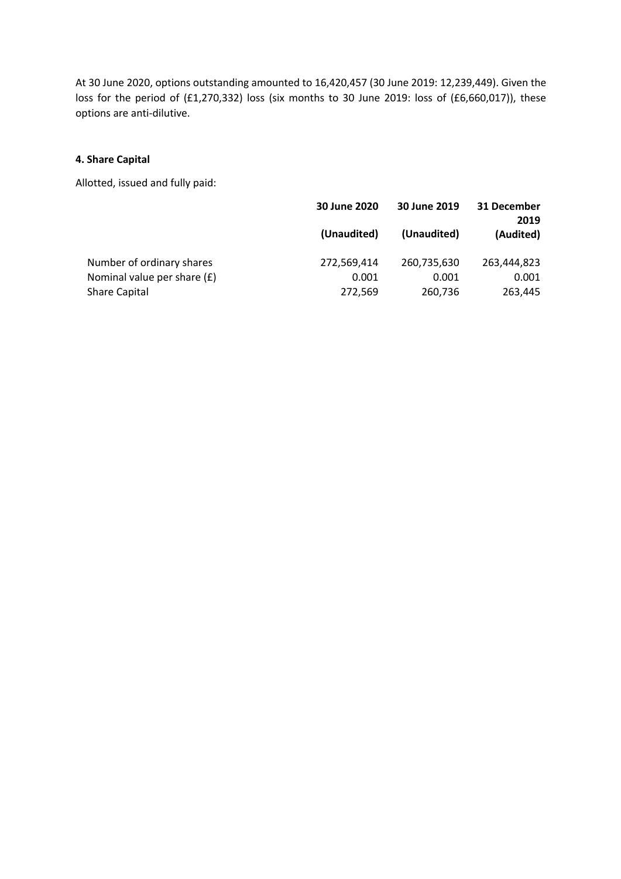At 30 June 2020, options outstanding amounted to 16,420,457 (30 June 2019: 12,239,449). Given the loss for the period of (£1,270,332) loss (six months to 30 June 2019: loss of (£6,660,017)), these options are anti-dilutive.

**4. Share Capital**

Allotted, issued and fully paid:

| | 30 June 2020 (Unaudited) | 30 June 2019 (Unaudited) | 31 December 2019 (Audited) |
|---|---|---|---|
| Number of ordinary shares | 272,569,414 | 260,735,630 | 263,444,823 |
| Nominal value per share (£) | 0.001 | 0.001 | 0.001 |
| Share Capital | 272,569 | 260,736 | 263,445 |